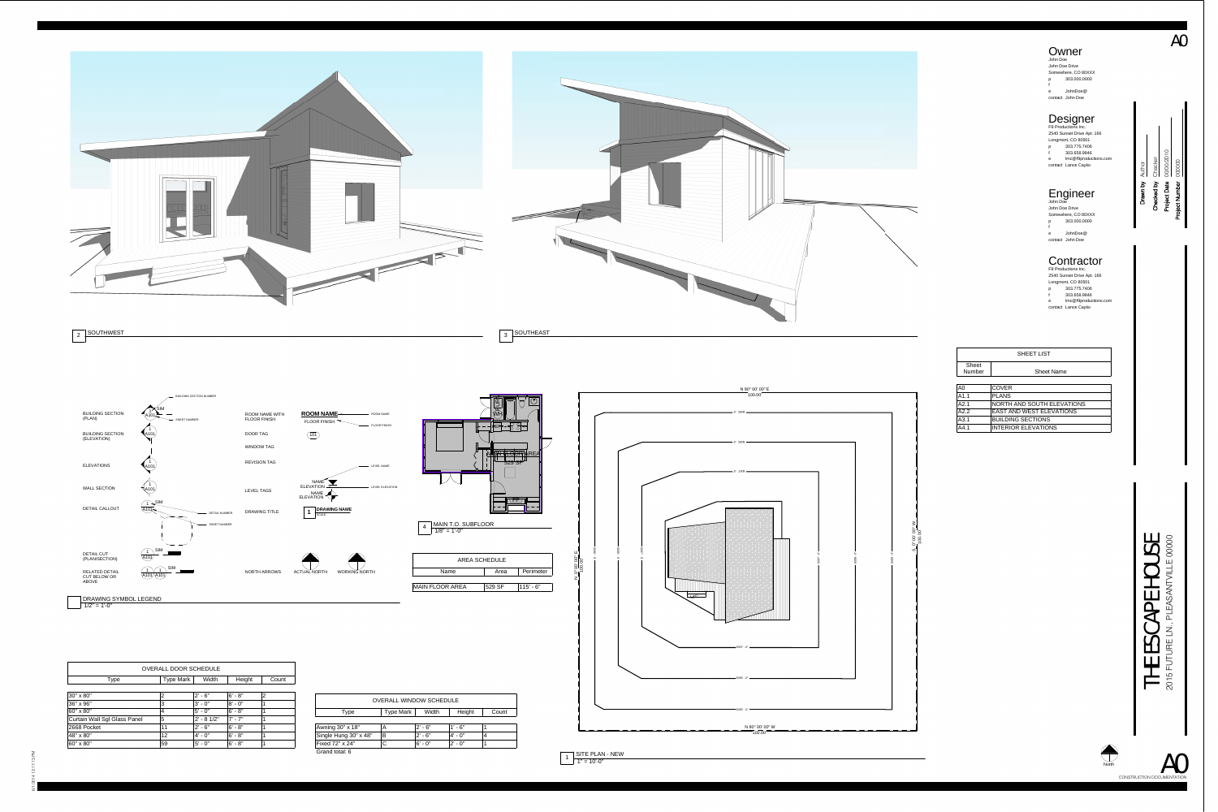# A0

## Owner
John Doe
John Doe Drive
Somewhere, CO 80XXX
p 303.000.0000
f
e JohnDoe@
contact John Doe

## Designer
F9 Productions Inc.
2540 Sunset Drive Apt. 166
Longmont, CO 80501
p 303.775.7406
f 303.658.9846
e lmc@f9productions.com
contact Lance Cayko

## Engineer
John Doe
John Doe Drive
Somewhere, CO 80XXX
p 303.000.0000
f
e JohnDoe@
contact John Doe

## Contractor
F9 Productions Inc.
2540 Sunset Drive Apt. 166
Longmont, CO 80501
p 303.775.7406
f 303.658.9846
e lmc@f9productions.com
contact Lance Cayko

Drawn by: Author
Checked by: Checker
Project Date: 0000/2010
Project Number: 000000

2 SOUTHWEST

3 SOUTHEAST

| SHEET LIST | |
|---|---|
| Sheet Number | Sheet Name |
| A0 | COVER |
| A1.1 | PLANS |
| A2.1 | NORTH AND SOUTH ELEVATIONS |
| A2.2 | EAST AND WEST ELEVATIONS |
| A3.1 | BUILDING SECTIONS |
| A4.1 | INTERIOR ELEVATIONS |

DRAWING SYMBOL LEGEND
1/2" = 1'-0"

BUILDING SECTION (PLAN) — BUILDING SECTION NUMBER, SHEET NUMBER
BUILDING SECTION (ELEVATION)
ELEVATIONS
WALL SECTION
DETAIL CALLOUT — DETAIL NUMBER, SHEET NUMBER
DETAIL CUT (PLAN/SECTION)
RELATED DETAIL CUT BELOW OR ABOVE
ROOM NAME WITH FLOOR FINISH — ROOM NAME, FLOOR FINISH
DOOR TAG
WINDOW TAG
REVISION TAG
LEVEL TAGS — LEVEL NAME, LEVEL ELEVATION
DRAWING TITLE — DRAWING NAME, SCALE
NORTH ARROWS — ACTUAL NORTH, WORKING NORTH

4 MAIN T.O. SUBFLOOR
1/8" = 1'-0"

| AREA SCHEDULE | | |
|---|---|---|
| Name | Area | Perimeter |
| MAIN FLOOR AREA | 529 SF | 115' - 6" |

1 SITE PLAN - NEW
1" = 10'-0"

N 90° 00' 00" E 100.00'
N 90° 00' 00" W 100.00'
S 0° 00' 00" W 100.00'
N 0° 00' 00" E 100.00'

| OVERALL DOOR SCHEDULE | | | | |
|---|---|---|---|---|
| Type | Type Mark | Width | Height | Count |
| 30" x 80" | 2 | 2' - 6" | 6' - 8" | 2 |
| 36" x 96" | 3 | 3' - 0" | 8' - 0" | 1 |
| 60" x 80" | 4 | 5' - 0" | 6' - 8" | 1 |
| Curtain Wall Sgl Glass Panel | 5 | 2' - 8 1/2" | 7' - 7" | 1 |
| 2668 Pocket | 11 | 2' - 6" | 6' - 8" | 1 |
| 48" x 80" | 12 | 4' - 0" | 6' - 8" | 1 |
| 60" x 80" | 59 | 5' - 0" | 6' - 8" | 1 |

| OVERALL WINDOW SCHEDULE | | | | |
|---|---|---|---|---|
| Type | Type Mark | Width | Height | Count |
| Awning 30" x 18" | A | 2' - 6" | 1' - 6" | 1 |
| Single Hung 30" x 48" | B | 2' - 6" | 4' - 0" | 4 |
| Fixed 72" x 24" | C | 6' - 0" | 2' - 0" | 1 |

Grand total: 6

# THE ESCAPE HOUSE
2015 FUTURE LN., PLEASANTVILLE 00000

North

A0
CONSTRUCTION DOCUMENTATION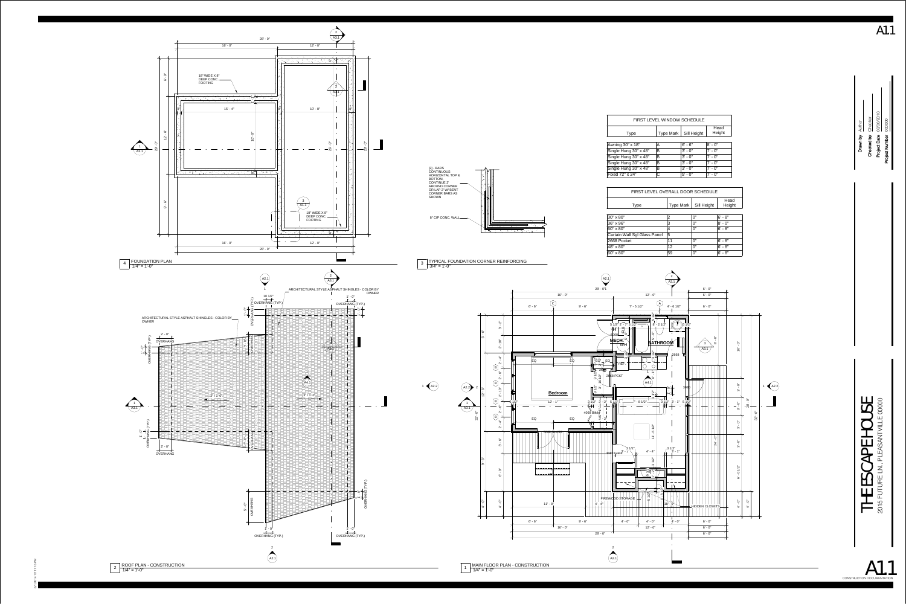# A1.1

## FIRST LEVEL WINDOW SCHEDULE

| Type | Type Mark | Sill Height | Head Height |
|---|---|---|---|
| Awning 30" x 18" | A | 6' - 6" | 8' - 0" |
| Single Hung 30" x 48" | B | 3' - 0" | 7' - 0" |
| Single Hung 30" x 48" | B | 3' - 0" | 7' - 0" |
| Single Hung 30" x 48" | B | 3' - 0" | 7' - 0" |
| Single Hung 30" x 48" | B | 3' - 0" | 7' - 0" |
| Fixed 72" x 24" | C | 5' - 0" | 7' - 0" |

## FIRST LEVEL OVERALL DOOR SCHEDULE

| Type | Type Mark | Sill Height | Head Height |
|---|---|---|---|
| 30" x 80" | 2 | 0" | 6' - 8" |
| 36" x 96" | 3 | 0" | 8' - 0" |
| 60" x 80" | 4 | 0" | 6' - 8" |
| Curtain Wall Sgl Glass Panel | 5 | | |
| 2668 Pocket | 11 | 0" | 6' - 8" |
| 48" x 80" | 12 | 0" | 6' - 8" |
| 60" x 80" | 59 | 0" | 6' - 8" |

4 FOUNDATION PLAN
1/4" = 1'-0"

18" WIDE X 8" DEEP CONC. FOOTING

3 TYPICAL FOUNDATION CORNER REINFORCING
3/4" = 1'-0"

(2) - BARS CONTINUOUS HORIZONTAL TOP & BOTTOM, CONTINUE 2' AROUND CORNER OR LAP 2' W/ BENT CORNER BARS AS SHOWN

8" CIP CONC. WALL

2 ROOF PLAN - CONSTRUCTION
1/4" = 1'-0"

ARCHITECTURAL STYLE ASPHALT SHINGLES - COLOR BY OWNER

OVERHANG (TYP.)

1 MAIN FLOOR PLAN - CONSTRUCTION
1/4" = 1'-0"

MECH. | BATHROOM | Bedroom | FIREWOOD STORAGE | HIDDEN CLOSETS | 2668 PCKT | REF | WH

Drawn by: Author
Checked by: Checker
Project Date: 00/00/2010
Project Number: 000000

THE ESCAPE HOUSE
2015 FUTURE LN., PLEASANTVILLE 00000

A1.1
CONSTRUCTION DOCUMENTATION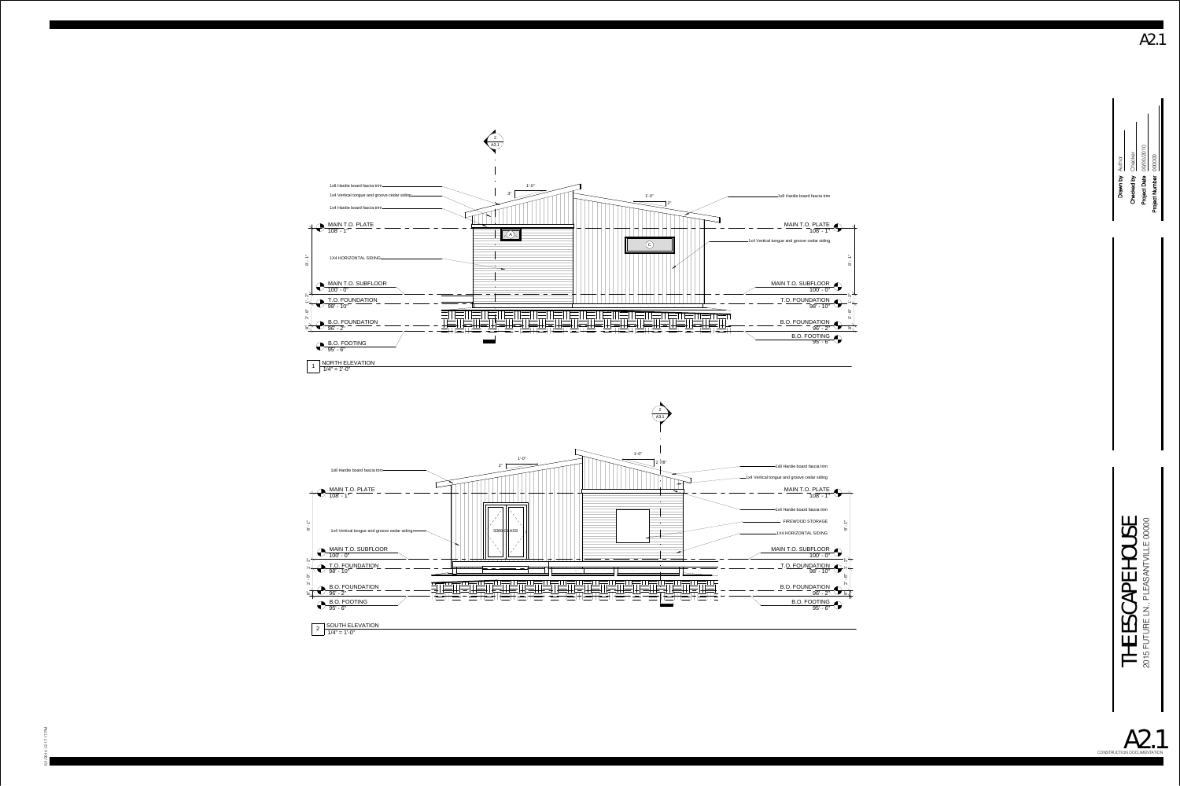# A2.1

## 1 NORTH ELEVATION
1/4" = 1'-0"

- 1x8 Hardie board fascia trim
- 1x4 Vertical tongue and groove cedar siding
- 1x4 Hardie board fascia trim
- 1X4 HORIZONTAL SIDING
- 1x8 Hardie board fascia trim
- 1x4 Vertical tongue and groove cedar siding

| Level | Elevation |
| --- | --- |
| MAIN T.O. PLATE | 108' - 1" |
| MAIN T.O. SUBFLOOR | 100' - 0" |
| T.O. FOUNDATION | 98' - 10" |
| B.O. FOUNDATION | 96' - 2" |
| B.O. FOOTING | 95' - 6" |

Dimensions: 1'-0", 3", 1'-0", 3", 8' - 1", 2' - 8"

## 2 SOUTH ELEVATION
1/4" = 1'-0"

- 1x8 Hardie board fascia trim
- 1x4 Vertical tongue and groove cedar siding
- 1x8 Hardie board fascia trim
- 1x4 Vertical tongue and groove cedar siding
- 1x4 Hardie board fascia trim
- FIREWOOD STORAGE
- 1X4 HORIZONTAL SIDING
- 5068 GLASS

| Level | Elevation |
| --- | --- |
| MAIN T.O. PLATE | 108' - 1" |
| MAIN T.O. SUBFLOOR | 100' - 0" |
| T.O. FOUNDATION | 98' - 10" |
| B.O. FOUNDATION | 96' - 2" |
| B.O. FOOTING | 95' - 6" |

Dimensions: 1'-0", 2", 1'-0", 2 7/8", 8' - 1", 2' - 8"

Drawn by: Author
Checked by: Checker
Project Date: 00/00/2010
Project Number: 000000

# THE ESCAPE HOUSE
2015 FUTURE LN., PLEASANTVILLE 00000

A2.1
CONSTRUCTION DOCUMENTATION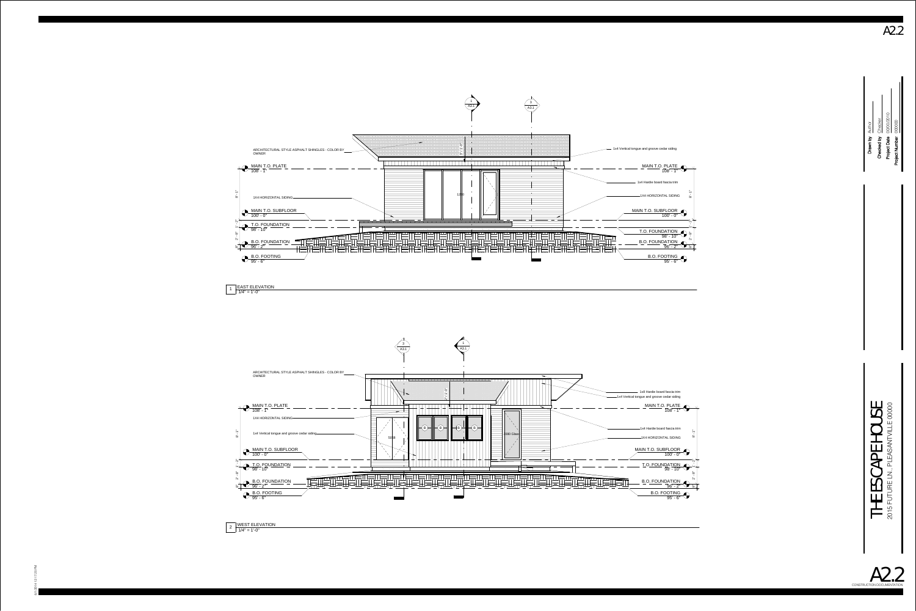## 1 EAST ELEVATION
1/4" = 1'-0"

ARCHITECTURAL STYLE ASPHALT SHINGLES - COLOR BY OWNER

1x4 Vertical tongue and groove cedar siding

MAIN T.O. PLATE
108' - 1"

1x4 Hardie board fascia trim

1X4 HORIZONTAL SIDING

MAIN T.O. SUBFLOOR
100' - 0"

T.O. FOUNDATION
98' - 10"

B.O. FOUNDATION
96' - 2"

B.O. FOOTING
95' - 6"

8' - 1"

1280

## 2 WEST ELEVATION
1/4" = 1'-0"

ARCHITECTURAL STYLE ASPHALT SHINGLES - COLOR BY OWNER

1x4 Hardie board fascia trim

1x4 Vertical tongue and groove cedar siding

MAIN T.O. PLATE
108' - 1"

1X4 HORIZONTAL SIDING

1x4 Vertical tongue and groove cedar siding

1x4 Hardie board fascia trim

MAIN T.O. SUBFLOOR
100' - 0"

T.O. FOUNDATION
98' - 10"

B.O. FOUNDATION
96' - 2"

B.O. FOOTING
95' - 6"

5068

3080 Glass

8' - 1"

---

| | |
|---|---|
| Drawn by | Author |
| Checked by | Checker |
| Project Date | 00/00/2010 |
| Project Number | 000000 |

# THE ESCAPE HOUSE
2015 FUTURE LN., PLEASANTVILLE 00000

# A2.2
CONSTRUCTION DOCUMENTATION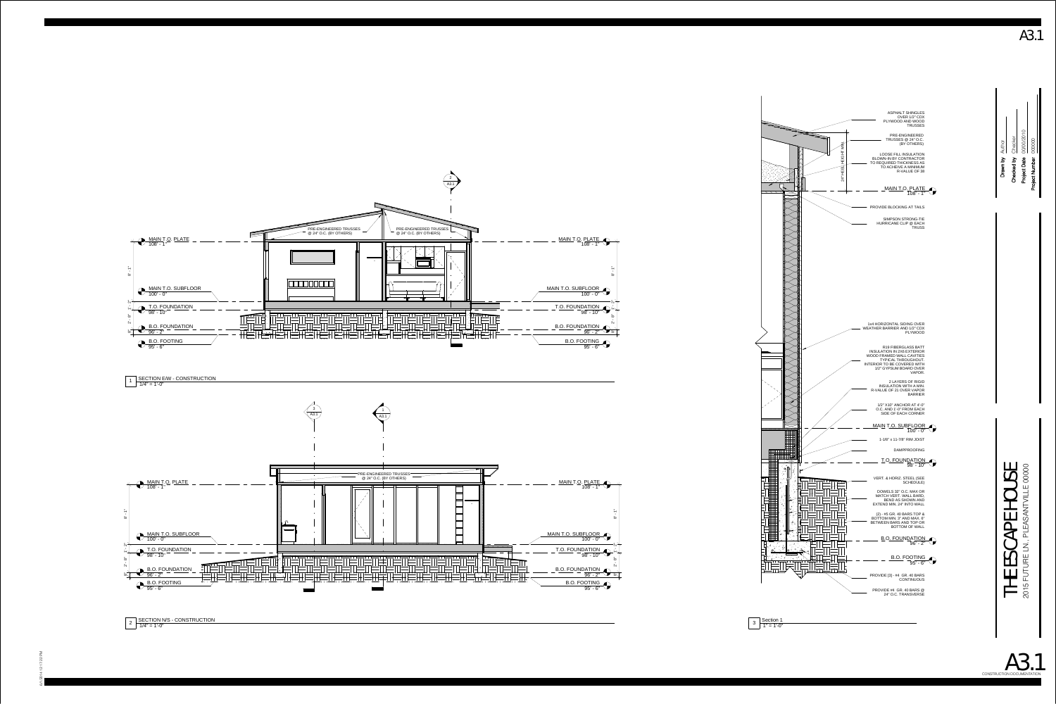# A3.1

## SECTION E/W - CONSTRUCTION

1/4" = 1'-0"

- MAIN T.O. PLATE 108' - 1"
- MAIN T.O. SUBFLOOR 100' - 0"
- T.O. FOUNDATION 98' - 10"
- B.O. FOUNDATION 96' - 2"
- B.O. FOOTING 95' - 6"

PRE-ENGINEERED TRUSSES @ 24" O.C. (BY OTHERS)

PRE-ENGINEERED TRUSSES @ 24" O.C. (BY OTHERS)

8' - 1"

1' - 2"

2' - 8"

8"

## SECTION N/S - CONSTRUCTION

1/4" = 1'-0"

- MAIN T.O. PLATE 108' - 1"
- MAIN T.O. SUBFLOOR 100' - 0"
- T.O. FOUNDATION 98' - 10"
- B.O. FOUNDATION 96' - 2"
- B.O. FOOTING 95' - 6"

PRE-ENGINEERED TRUSSES @ 24" O.C. (BY OTHERS)

8' - 1"

1' - 2"

2' - 8"

8"

## Section 1

1" = 1'-0"

24" HEEL HEIGHT MIN.

- ASPHALT SHINGLES OVER 1/2" CDX PLYWOOD AND WOOD TRUSSES
- PRE-ENGINEERED TRUSSES @ 24" O.C. (BY OTHERS)
- LOOSE FILL INSULATION BLOWN-IN BY CONTRACTOR TO REQUIRED THICKNESS AS TO ACHEIVE A MINIMUM R-VALUE OF 38
- MAIN T.O. PLATE 108' - 1"
- PROVIDE BLOCKING AT TAILS
- SIMPSON STRONG-TIE HURRICANE CLIP @ EACH TRUSS
- 1x4 HORIZONTAL SIDING OVER WEATHER BARRIER AND 1/2" CDX PLYWOOD
- R19 FIBERGLASS BATT INSULATION IN 2X6 EXTERIOR WOOD-FRAMED WALL CAVITIES TYPICAL THROUGHOUT. INTERIOR TO BE COVERED WITH 1/2" GYPSUM BOARD OVER VAPOR.
- 2 LAYERS OF RIGID INSULATION WITH A MIN. R-VALUE OF 21 OVER VAPOR BARRIER
- 1/2" X10" ANCHOR AT 4'-0" O.C. AND 1'-0" FROM EACH SIDE OF EACH CORNER
- MAIN T.O. SUBFLOOR 100' - 0"
- 1-1/8" x 11-7/8" RIM JOIST
- DAMPPROOFING
- T.O. FOUNDATION 98' - 10"
- VERT. & HORIZ. STEEL (SEE SCHEDULE)
- DOWELS 32" O.C. MAX OR MATCH VERT. WALL BARD, BEND AS SHOWN AND EXTEND MIN. 24" INTO WALL
- (2) - #5 GR. 40 BARS TOP & BOTTOM MIN. 3" AND MAX. 6" BETWEEN BARS AND TOP OR BOTTOM OF WALL
- B.O. FOUNDATION 96' - 2"
- B.O. FOOTING 95' - 6"
- PROVIDE [3] - #4 GR. 40 BARS CONTINUOUS
- PROVIDE #4 GR. 40 BARS @ 24" O.C. TRANSVERSE

| | |
|---|---|
| Drawn by | Author |
| Checked by | Checker |
| Project Date | 00/00/2010 |
| Project Number | 000000 |

# THE ESCAPE HOUSE

2015 FUTURE LN., PLEASANTVILLE 00000

A3.1

CONSTRUCTION DOCUMENTATION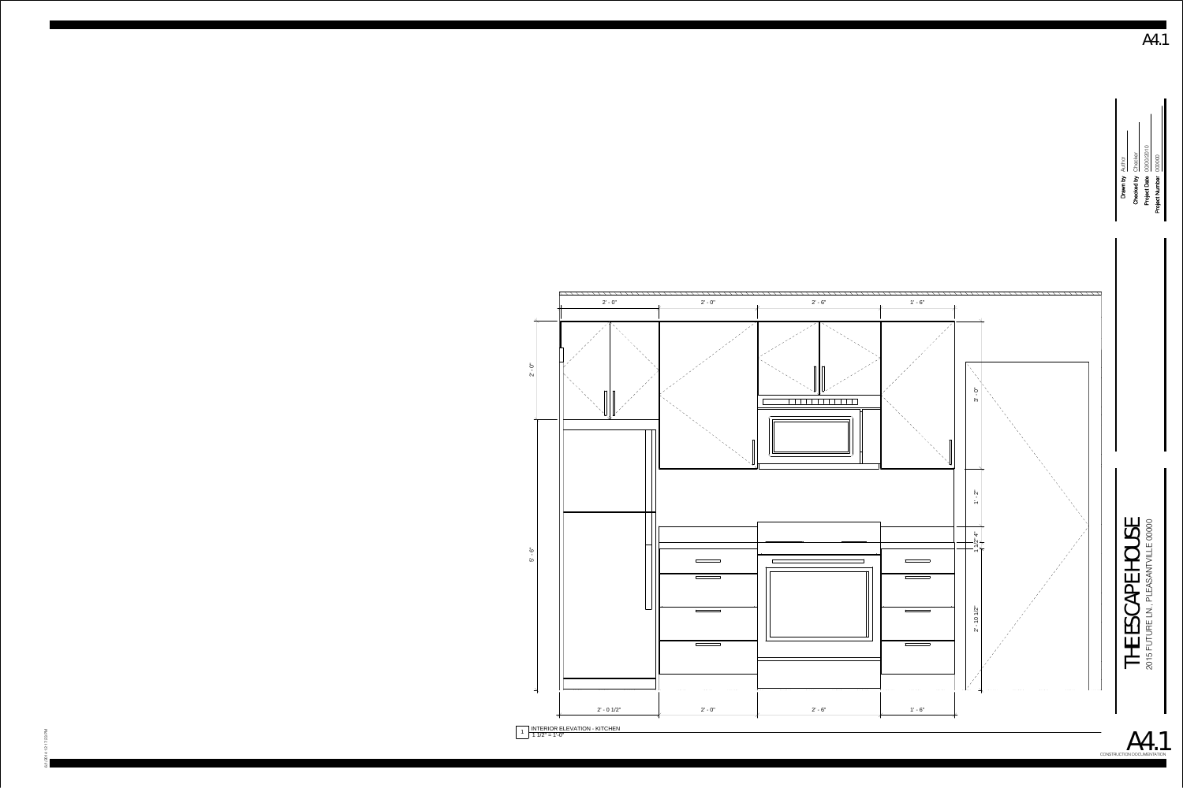A4.1

Drawn by Author

Checked by Checker

Project Date 00/00/2010

Project Number 000000

2' - 0"

2' - 0"

2' - 6"

1' - 6"

2' - 0"

3' - 0"

1' - 2"

5' - 6"

1 1/2" 4"

2' - 10 1/2"

2' - 0 1/2"

2' - 0"

2' - 6"

1' - 6"

1 INTERIOR ELEVATION - KITCHEN

1 1/2" = 1'-0"

# THE ESCAPE HOUSE

2015 FUTURE LN., PLEASANTVILLE 00000

A4.1

CONSTRUCTION DOCUMENTATION